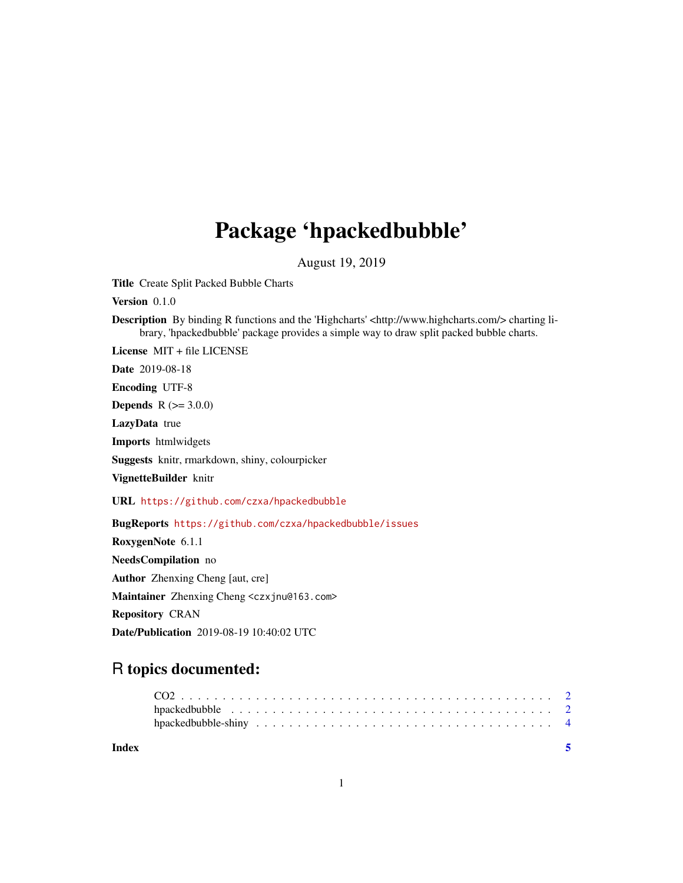# Package 'hpackedbubble'

August 19, 2019

**Title** Create Split Packed Bubble Charts

**Version** 0.1.0

**Description** By binding R functions and the 'Highcharts' <http://www.highcharts.com/> charting library, 'hpackedbubble' package provides a simple way to draw split packed bubble charts.

**License** MIT + file LICENSE

**Date** 2019-08-18

**Encoding** UTF-8

**Depends** R (>= 3.0.0)

**LazyData** true

**Imports** htmlwidgets

**Suggests** knitr, rmarkdown, shiny, colourpicker

**VignetteBuilder** knitr

**URL** https://github.com/czxa/hpackedbubble

**BugReports** https://github.com/czxa/hpackedbubble/issues

**RoxygenNote** 6.1.1

**NeedsCompilation** no

**Author** Zhenxing Cheng [aut, cre]

**Maintainer** Zhenxing Cheng <czxjnu@163.com>

**Repository** CRAN

**Date/Publication** 2019-08-19 10:40:02 UTC

## R topics documented:

- CO2 . . . . . . . . . . . . . . . . . . . . . . . . . . . . . . . . . . . . . . . . . . 2
- hpackedbubble . . . . . . . . . . . . . . . . . . . . . . . . . . . . . . . . . . . . 2
- hpackedbubble-shiny . . . . . . . . . . . . . . . . . . . . . . . . . . . . . . . . 4

**Index** 5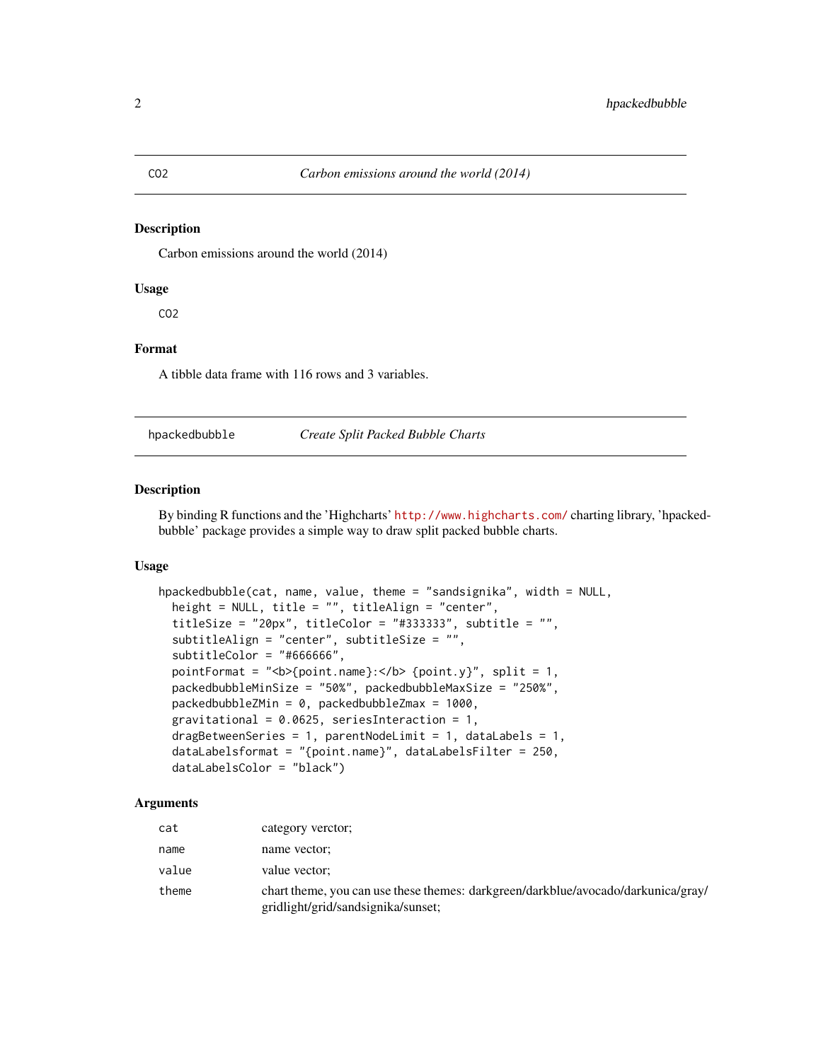## CO2 — *Carbon emissions around the world (2014)*

### Description

Carbon emissions around the world (2014)

### Usage

```
CO2
```

### Format

A tibble data frame with 116 rows and 3 variables.

## hpackedbubble — *Create Split Packed Bubble Charts*

### Description

By binding R functions and the 'Highcharts' http://www.highcharts.com/ charting library, 'hpacked-bubble' package provides a simple way to draw split packed bubble charts.

### Usage

```
hpackedbubble(cat, name, value, theme = "sandsignika", width = NULL,
  height = NULL, title = "", titleAlign = "center",
  titleSize = "20px", titleColor = "#333333", subtitle = "",
  subtitleAlign = "center", subtitleSize = "",
  subtitleColor = "#666666",
  pointFormat = "<b>{point.name}:</b> {point.y}", split = 1,
  packedbubbleMinSize = "50%", packedbubbleMaxSize = "250%",
  packedbubbleZMin = 0, packedbubbleZmax = 1000,
  gravitational = 0.0625, seriesInteraction = 1,
  dragBetweenSeries = 1, parentNodeLimit = 1, dataLabels = 1,
  dataLabelsformat = "{point.name}", dataLabelsFilter = 250,
  dataLabelsColor = "black")
```

### Arguments

| | |
|---|---|
| `cat` | category verctor; |
| `name` | name vector; |
| `value` | value vector; |
| `theme` | chart theme, you can use these themes: darkgreen/darkblue/avocado/darkunica/gray/gridlight/grid/sandsignika/sunset; |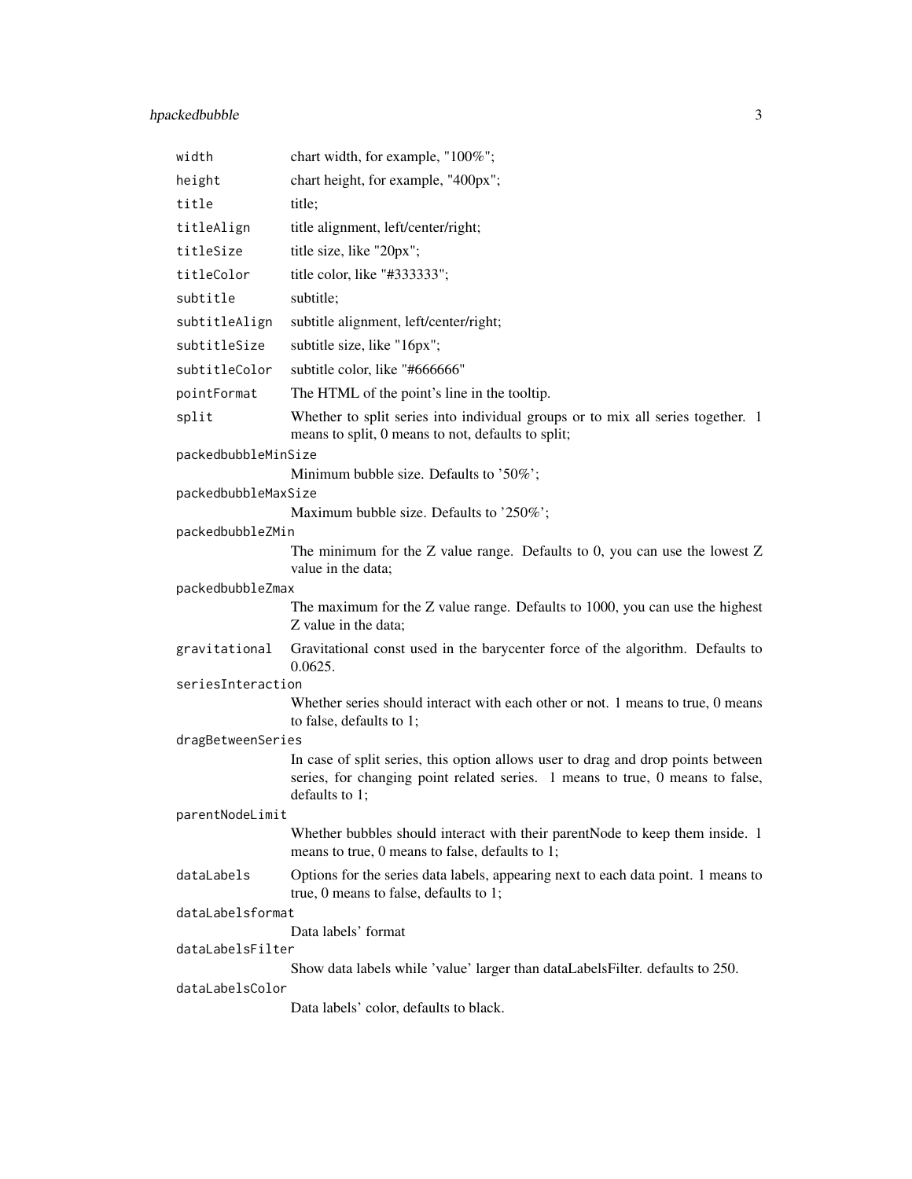| | |
|---|---|
| `width` | chart width, for example, "100%"; |
| `height` | chart height, for example, "400px"; |
| `title` | title; |
| `titleAlign` | title alignment, left/center/right; |
| `titleSize` | title size, like "20px"; |
| `titleColor` | title color, like "#333333"; |
| `subtitle` | subtitle; |
| `subtitleAlign` | subtitle alignment, left/center/right; |
| `subtitleSize` | subtitle size, like "16px"; |
| `subtitleColor` | subtitle color, like "#666666" |
| `pointFormat` | The HTML of the point's line in the tooltip. |
| `split` | Whether to split series into individual groups or to mix all series together. 1 means to split, 0 means to not, defaults to split; |
| `packedbubbleMinSize` | Minimum bubble size. Defaults to '50%'; |
| `packedbubbleMaxSize` | Maximum bubble size. Defaults to '250%'; |
| `packedbubbleZMin` | The minimum for the Z value range. Defaults to 0, you can use the lowest Z value in the data; |
| `packedbubbleZmax` | The maximum for the Z value range. Defaults to 1000, you can use the highest Z value in the data; |
| `gravitational` | Gravitational const used in the barycenter force of the algorithm. Defaults to 0.0625. |
| `seriesInteraction` | Whether series should interact with each other or not. 1 means to true, 0 means to false, defaults to 1; |
| `dragBetweenSeries` | In case of split series, this option allows user to drag and drop points between series, for changing point related series. 1 means to true, 0 means to false, defaults to 1; |
| `parentNodeLimit` | Whether bubbles should interact with their parentNode to keep them inside. 1 means to true, 0 means to false, defaults to 1; |
| `dataLabels` | Options for the series data labels, appearing next to each data point. 1 means to true, 0 means to false, defaults to 1; |
| `dataLabelsformat` | Data labels' format |
| `dataLabelsFilter` | Show data labels while 'value' larger than dataLabelsFilter. defaults to 250. |
| `dataLabelsColor` | Data labels' color, defaults to black. |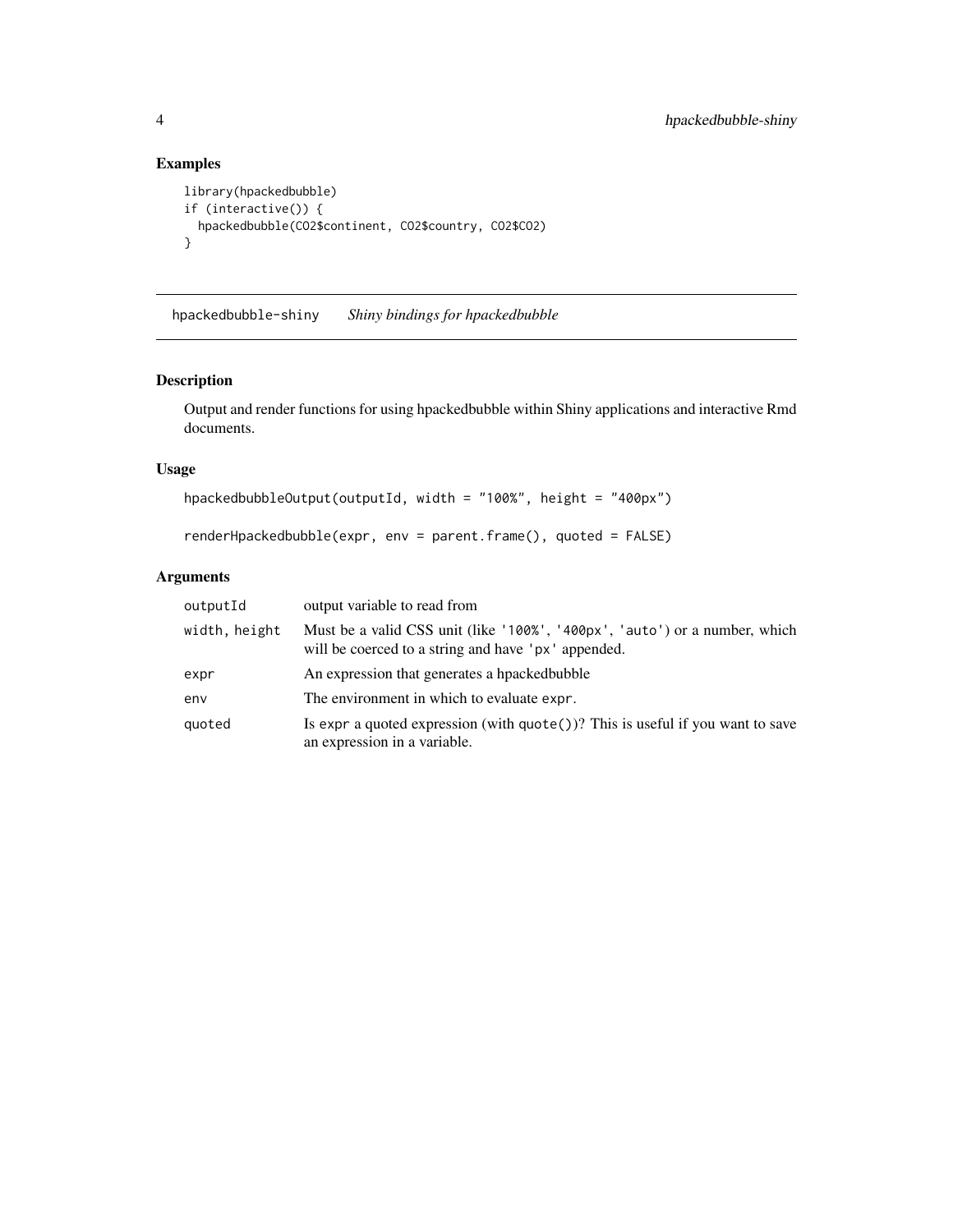## Examples

```
library(hpackedbubble)
if (interactive()) {
  hpackedbubble(CO2$continent, CO2$country, CO2$CO2)
}
```

---

## hpackedbubble-shiny — *Shiny bindings for hpackedbubble*

### Description

Output and render functions for using hpackedbubble within Shiny applications and interactive Rmd documents.

### Usage

```
hpackedbubbleOutput(outputId, width = "100%", height = "400px")

renderHpackedbubble(expr, env = parent.frame(), quoted = FALSE)
```

### Arguments

| | |
|---|---|
| `outputId` | output variable to read from |
| `width, height` | Must be a valid CSS unit (like `'100%'`, `'400px'`, `'auto'`) or a number, which will be coerced to a string and have `'px'` appended. |
| `expr` | An expression that generates a hpackedbubble |
| `env` | The environment in which to evaluate `expr`. |
| `quoted` | Is `expr` a quoted expression (with `quote()`)? This is useful if you want to save an expression in a variable. |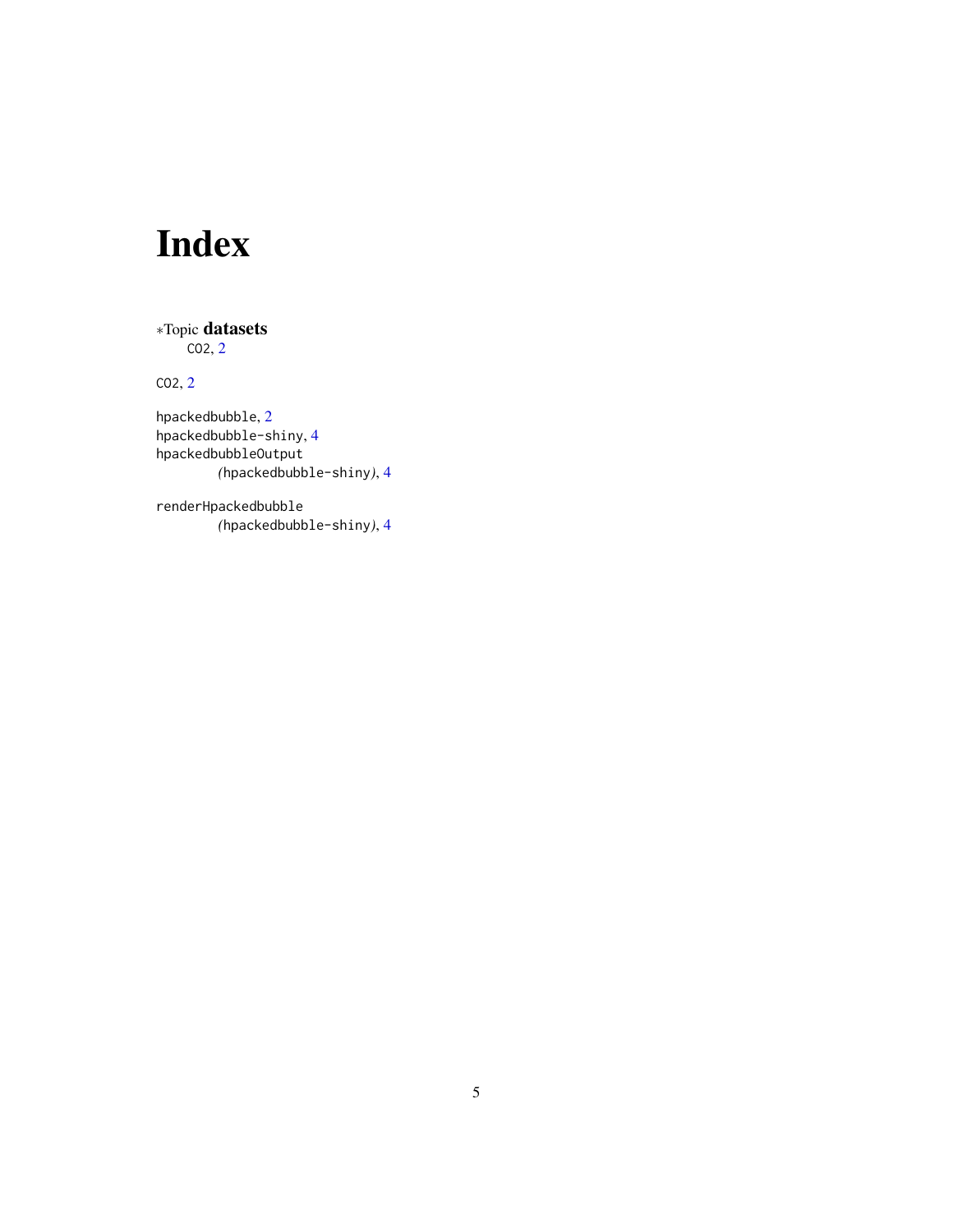# Index

*Topic **datasets**
  CO2, 2

CO2, 2

hpackedbubble, 2
hpackedbubble-shiny, 4
hpackedbubbleOutput
  (hpackedbubble-shiny), 4

renderHpackedbubble
  (hpackedbubble-shiny), 4